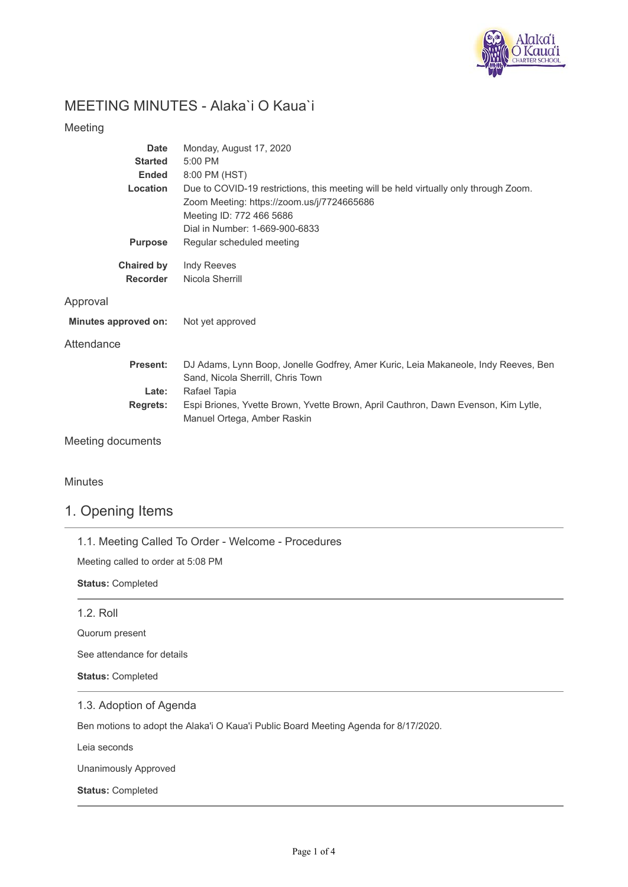# MEETING MINUTES - Alaka`i O Kaua`i

## Meeting

**Date** Monday, August 17, 2020

**Started** 5:00 PM

**Ended** 8:00 PM (HST)

**Location** Due to COVID-19 restrictions, this meeting will be held virtually only through Zoom.
Zoom Meeting: https://zoom.us/j/7724665686
Meeting ID: 772 466 5686
Dial in Number: 1-669-900-6833

**Purpose** Regular scheduled meeting

**Chaired by** Indy Reeves

**Recorder** Nicola Sherrill

## Approval

**Minutes approved on:** Not yet approved

## Attendance

**Present:** DJ Adams, Lynn Boop, Jonelle Godfrey, Amer Kuric, Leia Makaneole, Indy Reeves, Ben Sand, Nicola Sherrill, Chris Town

**Late:** Rafael Tapia

**Regrets:** Espi Briones, Yvette Brown, Yvette Brown, April Cauthron, Dawn Evenson, Kim Lytle, Manuel Ortega, Amber Raskin

## Meeting documents

## Minutes

# 1. Opening Items

### 1.1. Meeting Called To Order - Welcome - Procedures

Meeting called to order at 5:08 PM

**Status:** Completed

### 1.2. Roll

Quorum present

See attendance for details

**Status:** Completed

### 1.3. Adoption of Agenda

Ben motions to adopt the Alaka'i O Kaua'i Public Board Meeting Agenda for 8/17/2020.

Leia seconds

Unanimously Approved

**Status:** Completed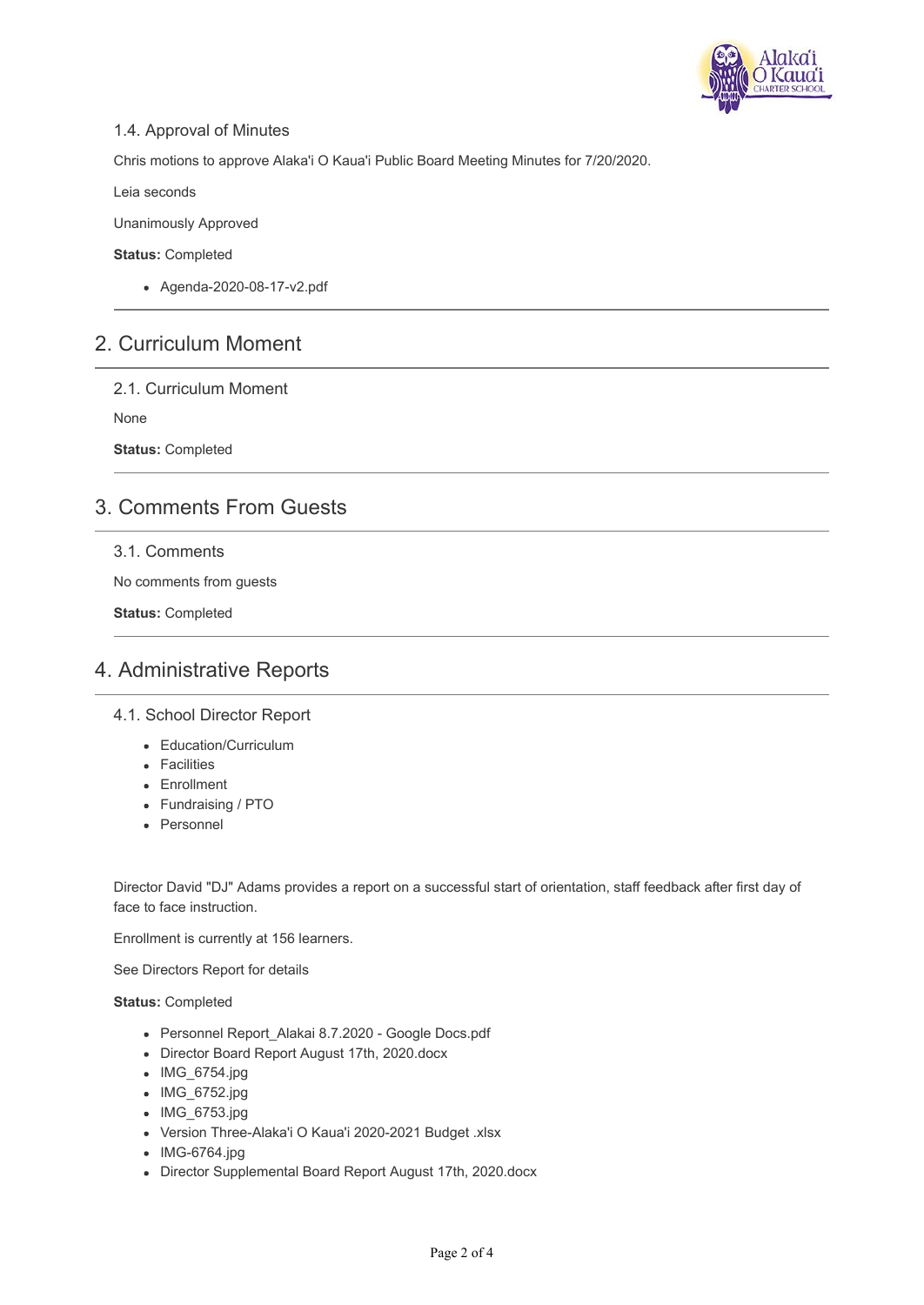### 1.4. Approval of Minutes

Chris motions to approve Alaka'i O Kaua'i Public Board Meeting Minutes for 7/20/2020.

Leia seconds

Unanimously Approved

**Status:** Completed

- Agenda-2020-08-17-v2.pdf

## 2. Curriculum Moment

### 2.1. Curriculum Moment

None

**Status:** Completed

## 3. Comments From Guests

### 3.1. Comments

No comments from guests

**Status:** Completed

## 4. Administrative Reports

### 4.1. School Director Report

- Education/Curriculum
- Facilities
- Enrollment
- Fundraising / PTO
- Personnel

Director David "DJ" Adams provides a report on a successful start of orientation, staff feedback after first day of face to face instruction.

Enrollment is currently at 156 learners.

See Directors Report for details

**Status:** Completed

- Personnel Report_Alakai 8.7.2020 - Google Docs.pdf
- Director Board Report August 17th, 2020.docx
- IMG_6754.jpg
- IMG_6752.jpg
- IMG_6753.jpg
- Version Three-Alaka'i O Kaua'i 2020-2021 Budget .xlsx
- IMG-6764.jpg
- Director Supplemental Board Report August 17th, 2020.docx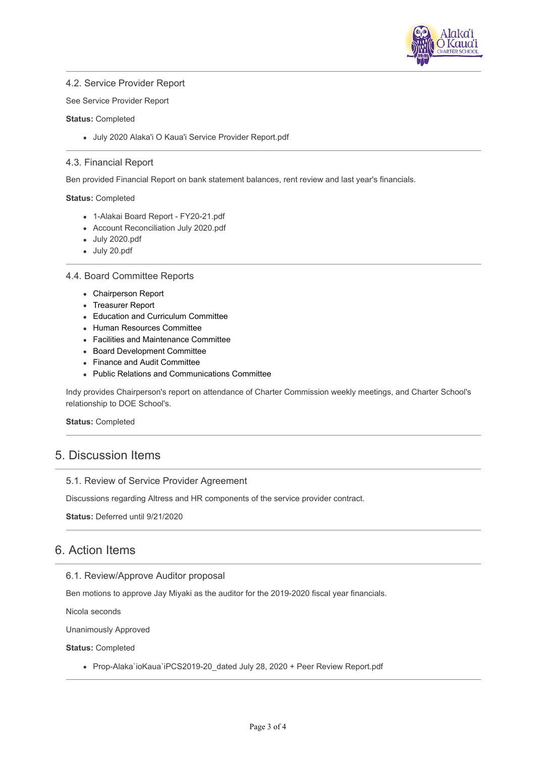### 4.2. Service Provider Report

See Service Provider Report

**Status:** Completed

- July 2020 Alaka'i O Kaua'i Service Provider Report.pdf

### 4.3. Financial Report

Ben provided Financial Report on bank statement balances, rent review and last year's financials.

**Status:** Completed

- 1-Alakai Board Report - FY20-21.pdf
- Account Reconciliation July 2020.pdf
- July 2020.pdf
- July 20.pdf

### 4.4. Board Committee Reports

- Chairperson Report
- Treasurer Report
- Education and Curriculum Committee
- Human Resources Committee
- Facilities and Maintenance Committee
- Board Development Committee
- Finance and Audit Committee
- Public Relations and Communications Committee

Indy provides Chairperson's report on attendance of Charter Commission weekly meetings, and Charter School's relationship to DOE School's.

**Status:** Completed

## 5. Discussion Items

### 5.1. Review of Service Provider Agreement

Discussions regarding Altress and HR components of the service provider contract.

**Status:** Deferred until 9/21/2020

## 6. Action Items

### 6.1. Review/Approve Auditor proposal

Ben motions to approve Jay Miyaki as the auditor for the 2019-2020 fiscal year financials.

Nicola seconds

Unanimously Approved

**Status:** Completed

- Prop-Alaka`ioKaua`iPCS2019-20_dated July 28, 2020 + Peer Review Report.pdf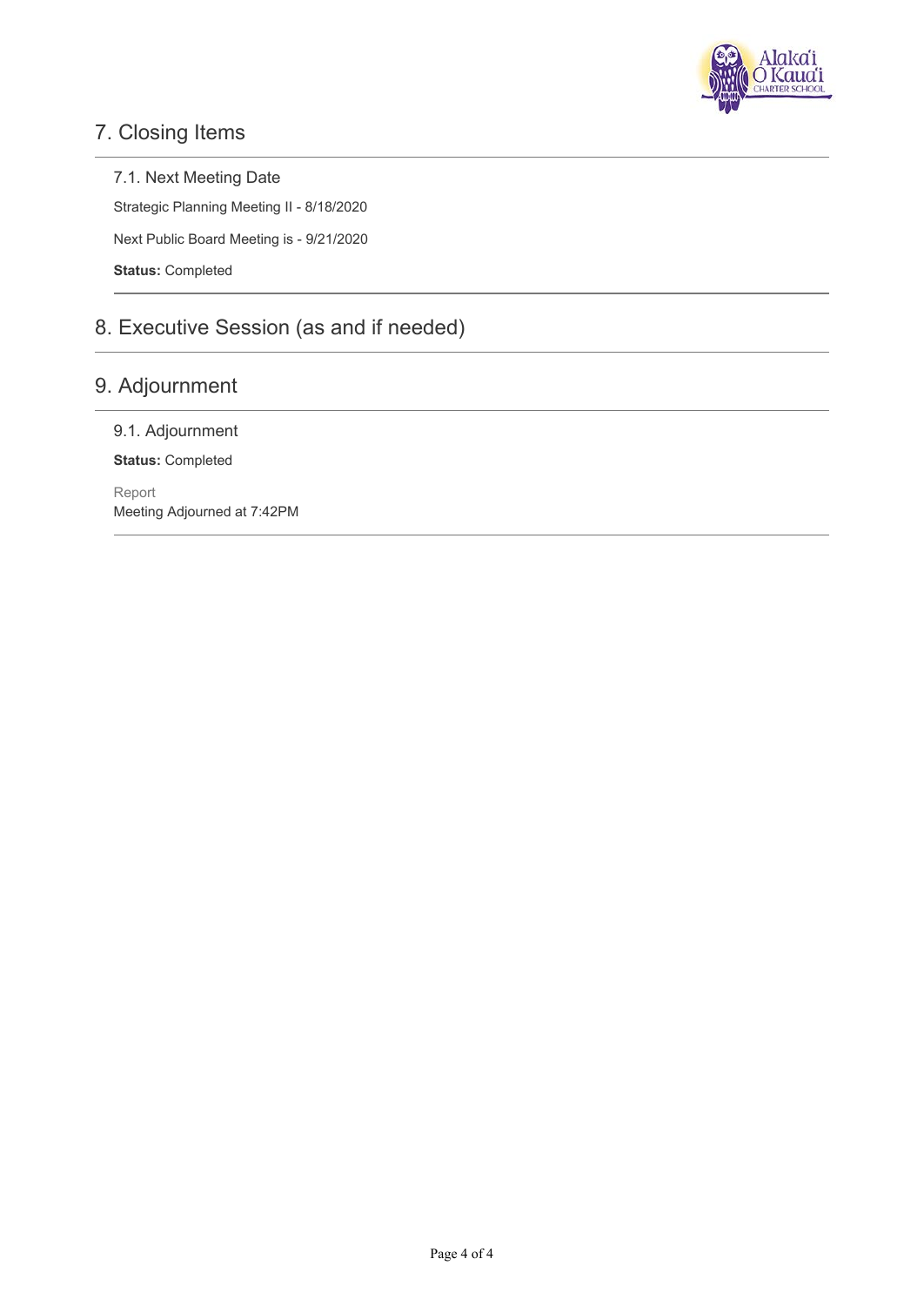## 7. Closing Items

### 7.1. Next Meeting Date

Strategic Planning Meeting II - 8/18/2020

Next Public Board Meeting is - 9/21/2020

**Status:** Completed

## 8. Executive Session (as and if needed)

## 9. Adjournment

### 9.1. Adjournment

**Status:** Completed

Report

Meeting Adjourned at 7:42PM